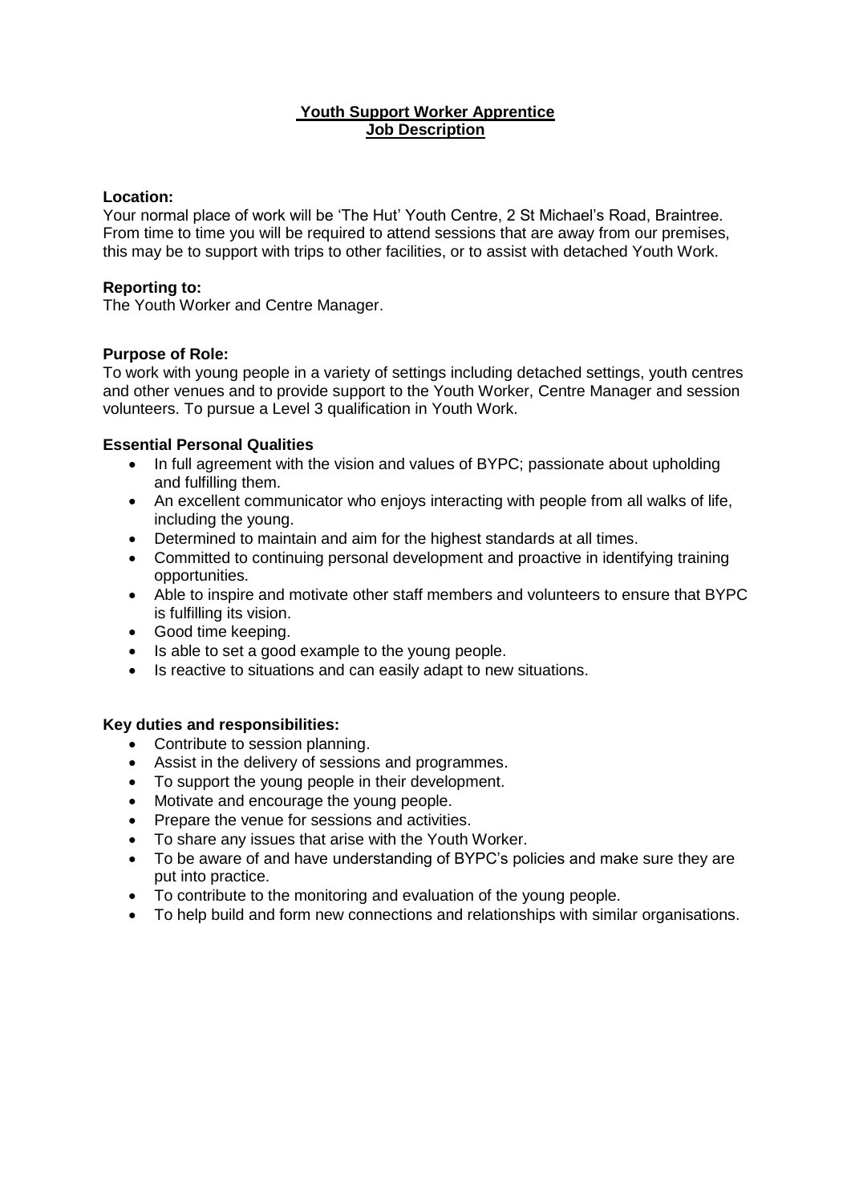# Youth Support Worker Apprentice
## Job Description

**Location:**
Your normal place of work will be 'The Hut' Youth Centre, 2 St Michael's Road, Braintree. From time to time you will be required to attend sessions that are away from our premises, this may be to support with trips to other facilities, or to assist with detached Youth Work.

**Reporting to:**
The Youth Worker and Centre Manager.

**Purpose of Role:**
To work with young people in a variety of settings including detached settings, youth centres and other venues and to provide support to the Youth Worker, Centre Manager and session volunteers. To pursue a Level 3 qualification in Youth Work.

**Essential Personal Qualities**

- In full agreement with the vision and values of BYPC; passionate about upholding and fulfilling them.
- An excellent communicator who enjoys interacting with people from all walks of life, including the young.
- Determined to maintain and aim for the highest standards at all times.
- Committed to continuing personal development and proactive in identifying training opportunities.
- Able to inspire and motivate other staff members and volunteers to ensure that BYPC is fulfilling its vision.
- Good time keeping.
- Is able to set a good example to the young people.
- Is reactive to situations and can easily adapt to new situations.

**Key duties and responsibilities:**

- Contribute to session planning.
- Assist in the delivery of sessions and programmes.
- To support the young people in their development.
- Motivate and encourage the young people.
- Prepare the venue for sessions and activities.
- To share any issues that arise with the Youth Worker.
- To be aware of and have understanding of BYPC's policies and make sure they are put into practice.
- To contribute to the monitoring and evaluation of the young people.
- To help build and form new connections and relationships with similar organisations.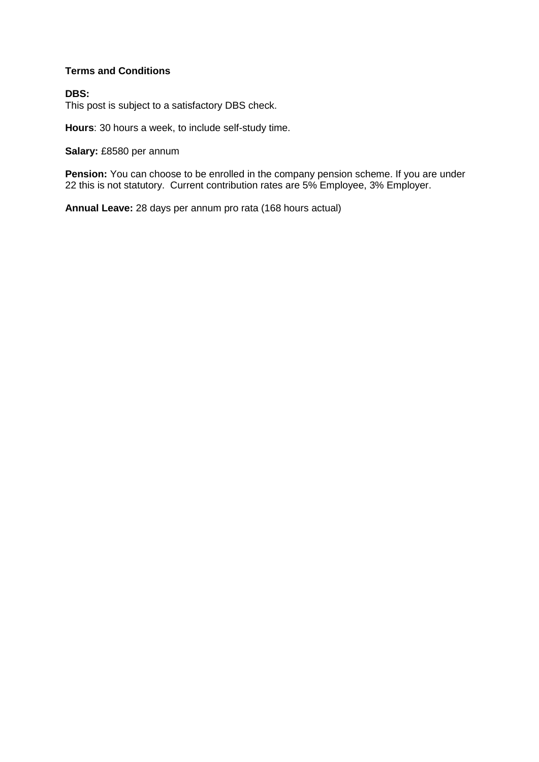**Terms and Conditions**

**DBS:**
This post is subject to a satisfactory DBS check.

**Hours**: 30 hours a week, to include self-study time.

**Salary:** £8580 per annum

**Pension:** You can choose to be enrolled in the company pension scheme. If you are under 22 this is not statutory. Current contribution rates are 5% Employee, 3% Employer.

**Annual Leave:** 28 days per annum pro rata (168 hours actual)